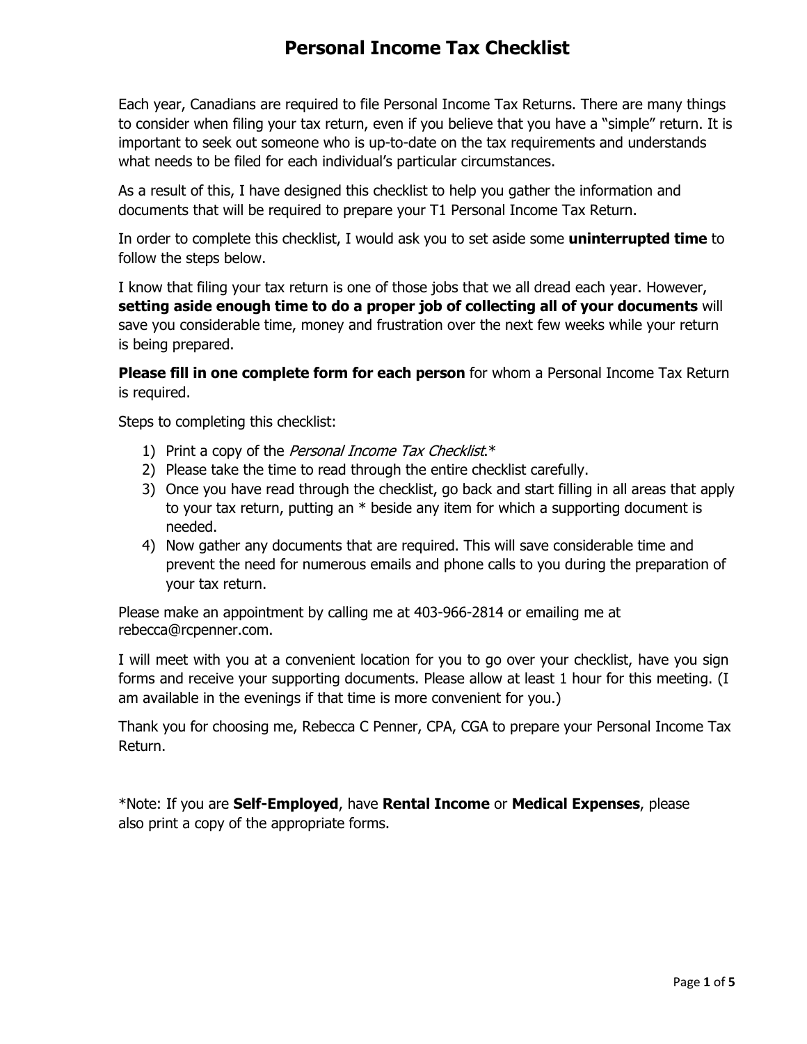# Personal Income Tax Checklist

Each year, Canadians are required to file Personal Income Tax Returns. There are many things to consider when filing your tax return, even if you believe that you have a "simple" return. It is important to seek out someone who is up-to-date on the tax requirements and understands what needs to be filed for each individual's particular circumstances.

As a result of this, I have designed this checklist to help you gather the information and documents that will be required to prepare your T1 Personal Income Tax Return.

In order to complete this checklist, I would ask you to set aside some **uninterrupted time** to follow the steps below.

I know that filing your tax return is one of those jobs that we all dread each year. However, **setting aside enough time to do a proper job of collecting all of your documents** will save you considerable time, money and frustration over the next few weeks while your return is being prepared.

**Please fill in one complete form for each person** for whom a Personal Income Tax Return is required.

Steps to completing this checklist:

1) Print a copy of the *Personal Income Tax Checklist*.*
2) Please take the time to read through the entire checklist carefully.
3) Once you have read through the checklist, go back and start filling in all areas that apply to your tax return, putting an * beside any item for which a supporting document is needed.
4) Now gather any documents that are required. This will save considerable time and prevent the need for numerous emails and phone calls to you during the preparation of your tax return.

Please make an appointment by calling me at 403-966-2814 or emailing me at rebecca@rcpenner.com.

I will meet with you at a convenient location for you to go over your checklist, have you sign forms and receive your supporting documents. Please allow at least 1 hour for this meeting. (I am available in the evenings if that time is more convenient for you.)

Thank you for choosing me, Rebecca C Penner, CPA, CGA to prepare your Personal Income Tax Return.

*Note: If you are **Self-Employed**, have **Rental Income** or **Medical Expenses**, please also print a copy of the appropriate forms.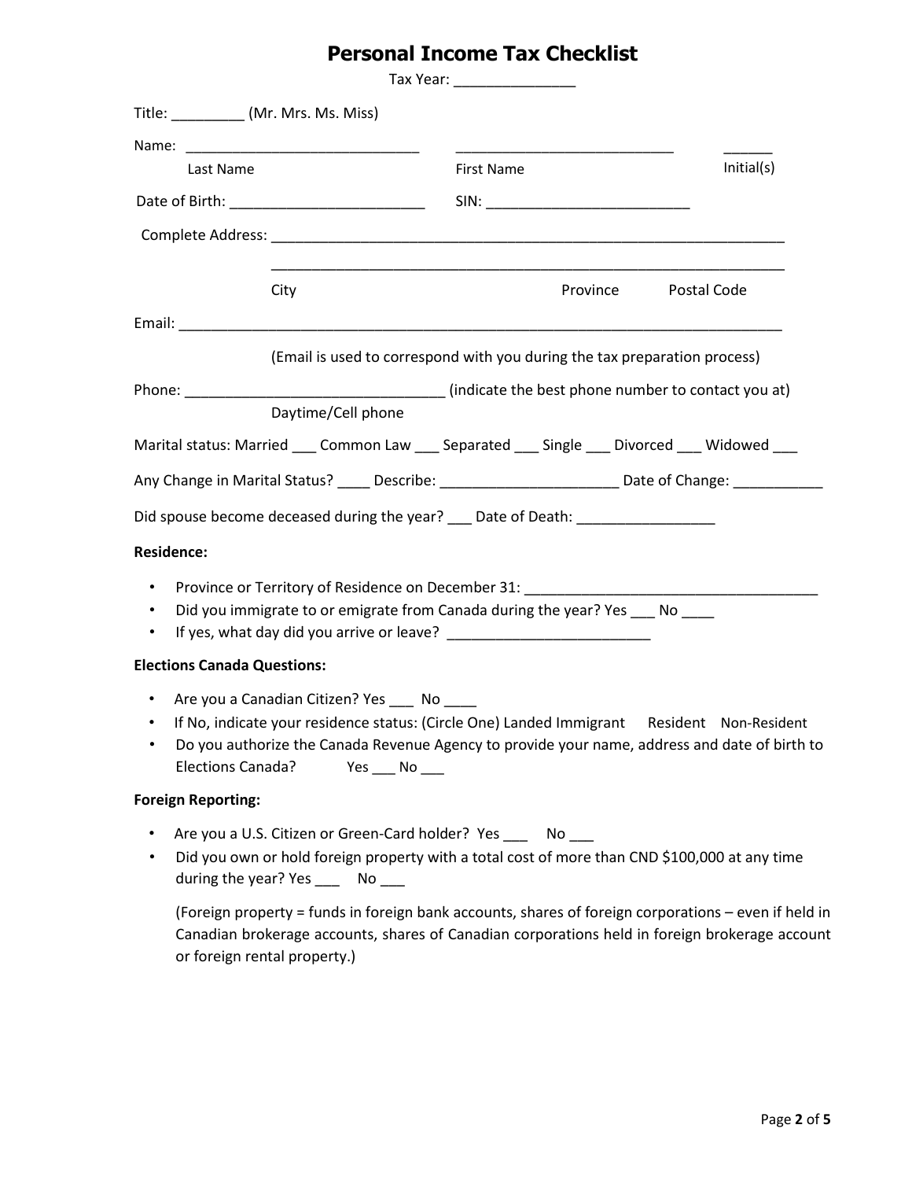# Personal Income Tax Checklist

Tax Year: _______________

Title: _________ (Mr. Mrs. Ms. Miss)

Name: ______________________________ ____________________________ ______

Last Name First Name Initial(s)

Date of Birth: ________________________ SIN: _________________________

Complete Address: _________________________________________________________________

_________________________________________________________________

City Province Postal Code

Email: ____________________________________________________________________________

(Email is used to correspond with you during the tax preparation process)

Phone: ________________________________ (indicate the best phone number to contact you at)

Daytime/Cell phone

Marital status: Married ___ Common Law ___ Separated ___ Single ___ Divorced ___ Widowed ___

Any Change in Marital Status? ____ Describe: ______________________ Date of Change: ___________

Did spouse become deceased during the year? ___ Date of Death: _________________

**Residence:**

- Province or Territory of Residence on December 31: ____________________________________
- Did you immigrate to or emigrate from Canada during the year? Yes ___ No ____
- If yes, what day did you arrive or leave? _________________________

**Elections Canada Questions:**

- Are you a Canadian Citizen? Yes ___ No ____
- If No, indicate your residence status: (Circle One) Landed Immigrant Resident Non-Resident
- Do you authorize the Canada Revenue Agency to provide your name, address and date of birth to Elections Canada? Yes ___ No ___

**Foreign Reporting:**

- Are you a U.S. Citizen or Green-Card holder? Yes ___ No ___
- Did you own or hold foreign property with a total cost of more than CND $100,000 at any time during the year? Yes ___ No ___

  (Foreign property = funds in foreign bank accounts, shares of foreign corporations – even if held in Canadian brokerage accounts, shares of Canadian corporations held in foreign brokerage account or foreign rental property.)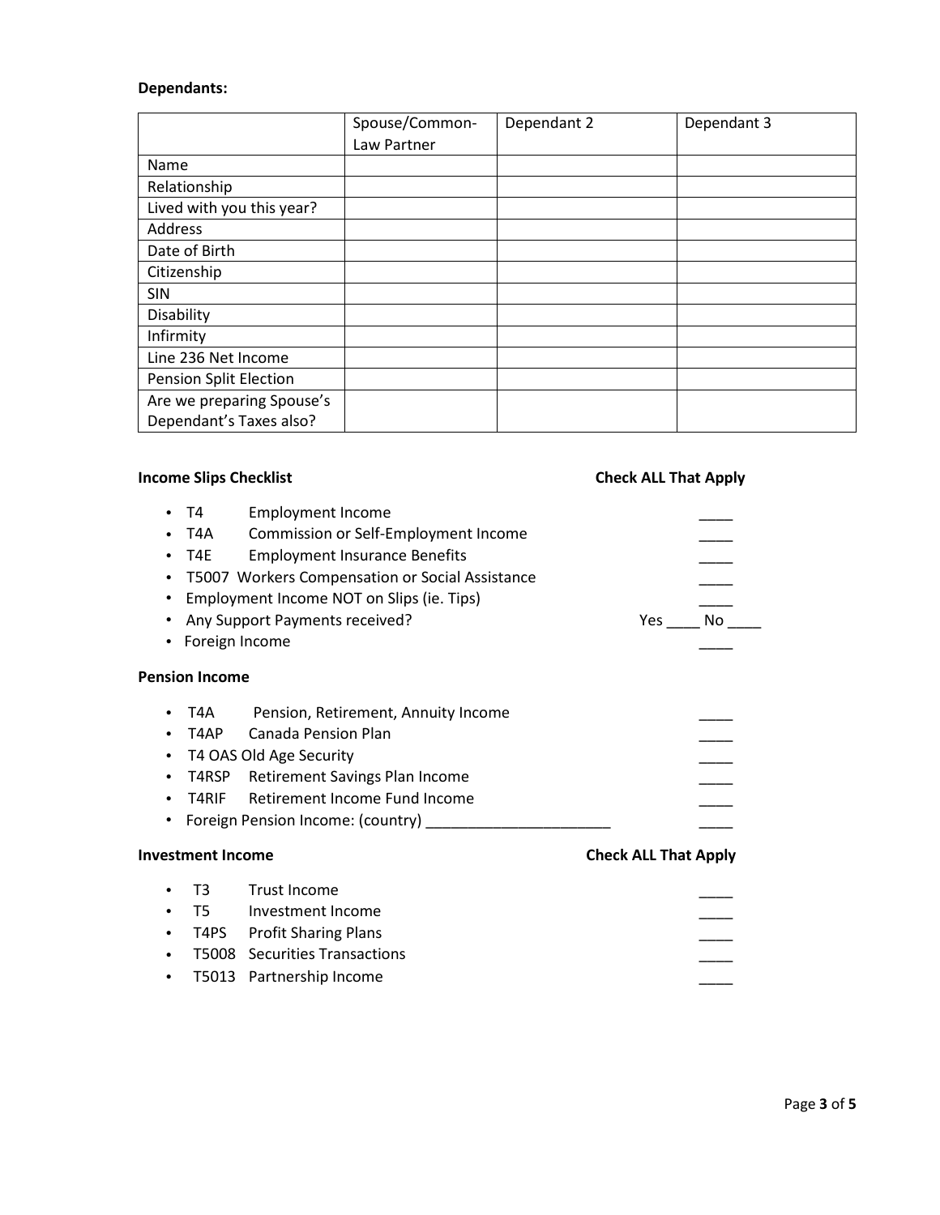**Dependants:**

| | Spouse/Common-Law Partner | Dependant 2 | Dependant 3 |
|---|---|---|---|
| Name | | | |
| Relationship | | | |
| Lived with you this year? | | | |
| Address | | | |
| Date of Birth | | | |
| Citizenship | | | |
| SIN | | | |
| Disability | | | |
| Infirmity | | | |
| Line 236 Net Income | | | |
| Pension Split Election | | | |
| Are we preparing Spouse's Dependant's Taxes also? | | | |

**Income Slips Checklist** **Check ALL That Apply**

- T4 Employment Income ____
- T4A Commission or Self-Employment Income ____
- T4E Employment Insurance Benefits ____
- T5007 Workers Compensation or Social Assistance ____
- Employment Income NOT on Slips (ie. Tips) ____
- Any Support Payments received? Yes ____ No ____
- Foreign Income ____

**Pension Income**

- T4A Pension, Retirement, Annuity Income ____
- T4AP Canada Pension Plan ____
- T4 OAS Old Age Security ____
- T4RSP Retirement Savings Plan Income ____
- T4RIF Retirement Income Fund Income ____
- Foreign Pension Income: (country) ______________________ ____

**Investment Income** **Check ALL That Apply**

- T3 Trust Income ____
- T5 Investment Income ____
- T4PS Profit Sharing Plans ____
- T5008 Securities Transactions ____
- T5013 Partnership Income ____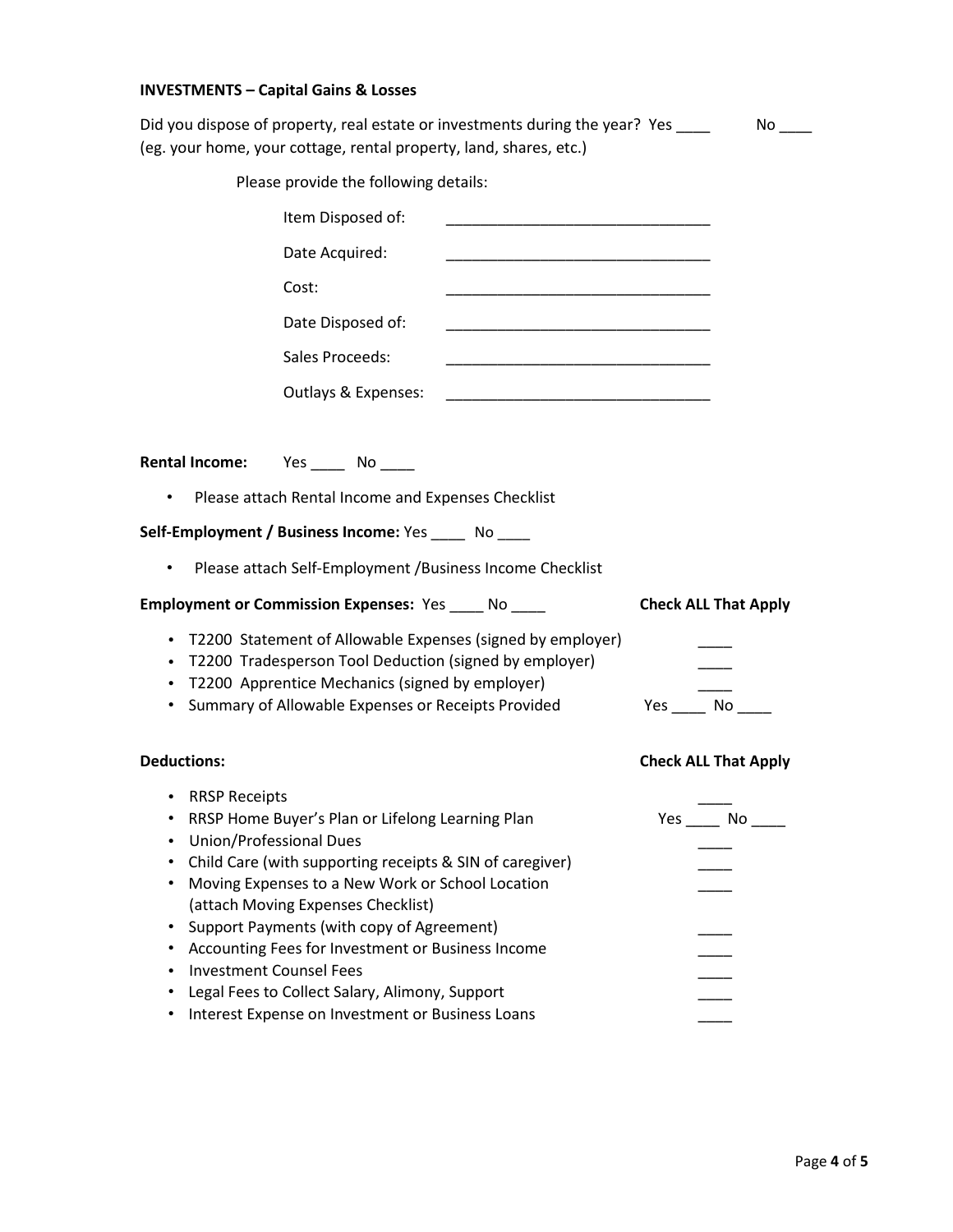**INVESTMENTS – Capital Gains & Losses**

Did you dispose of property, real estate or investments during the year? Yes ____ No ____
(eg. your home, your cottage, rental property, land, shares, etc.)

Please provide the following details:

Item Disposed of: ______________________________

Date Acquired: ______________________________

Cost: ______________________________

Date Disposed of: ______________________________

Sales Proceeds: ______________________________

Outlays & Expenses: ______________________________

**Rental Income:** Yes ____ No ____

- Please attach Rental Income and Expenses Checklist

**Self-Employment / Business Income:** Yes ____ No ____

- Please attach Self-Employment /Business Income Checklist

| **Employment or Commission Expenses:** Yes ____ No ____ | **Check ALL That Apply** |
|---|---|
| • T2200 Statement of Allowable Expenses (signed by employer) | ____ |
| • T2200 Tradesperson Tool Deduction (signed by employer) | ____ |
| • T2200 Apprentice Mechanics (signed by employer) | ____ |
| • Summary of Allowable Expenses or Receipts Provided | Yes ____ No ____ |

| **Deductions:** | **Check ALL That Apply** |
|---|---|
| • RRSP Receipts | ____ |
| • RRSP Home Buyer's Plan or Lifelong Learning Plan | Yes ____ No ____ |
| • Union/Professional Dues | ____ |
| • Child Care (with supporting receipts & SIN of caregiver) | ____ |
| • Moving Expenses to a New Work or School Location (attach Moving Expenses Checklist) | ____ |
| • Support Payments (with copy of Agreement) | ____ |
| • Accounting Fees for Investment or Business Income | ____ |
| • Investment Counsel Fees | ____ |
| • Legal Fees to Collect Salary, Alimony, Support | ____ |
| • Interest Expense on Investment or Business Loans | ____ |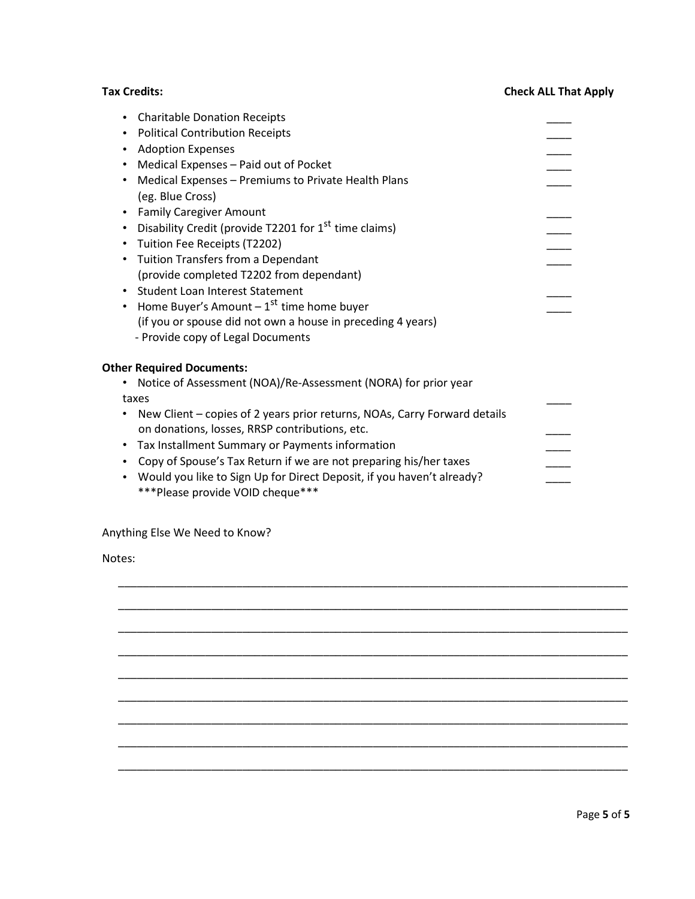**Tax Credits:** **Check ALL That Apply**

- Charitable Donation Receipts ____
- Political Contribution Receipts ____
- Adoption Expenses ____
- Medical Expenses – Paid out of Pocket ____
- Medical Expenses – Premiums to Private Health Plans (eg. Blue Cross) ____
- Family Caregiver Amount ____
- Disability Credit (provide T2201 for 1st time claims) ____
- Tuition Fee Receipts (T2202) ____
- Tuition Transfers from a Dependant (provide completed T2202 from dependant) ____
- Student Loan Interest Statement ____
- Home Buyer's Amount – 1st time home buyer ____
  (if you or spouse did not own a house in preceding 4 years)
  - Provide copy of Legal Documents

**Other Required Documents:**

- Notice of Assessment (NOA)/Re-Assessment (NORA) for prior year taxes ____
- New Client – copies of 2 years prior returns, NOAs, Carry Forward details on donations, losses, RRSP contributions, etc. ____
- Tax Installment Summary or Payments information ____
- Copy of Spouse's Tax Return if we are not preparing his/her taxes ____
- Would you like to Sign Up for Direct Deposit, if you haven't already? ____
  ***Please provide VOID cheque***

Anything Else We Need to Know?

Notes:

______________________________________________________________________________

______________________________________________________________________________

______________________________________________________________________________

______________________________________________________________________________

______________________________________________________________________________

______________________________________________________________________________

______________________________________________________________________________

______________________________________________________________________________

______________________________________________________________________________